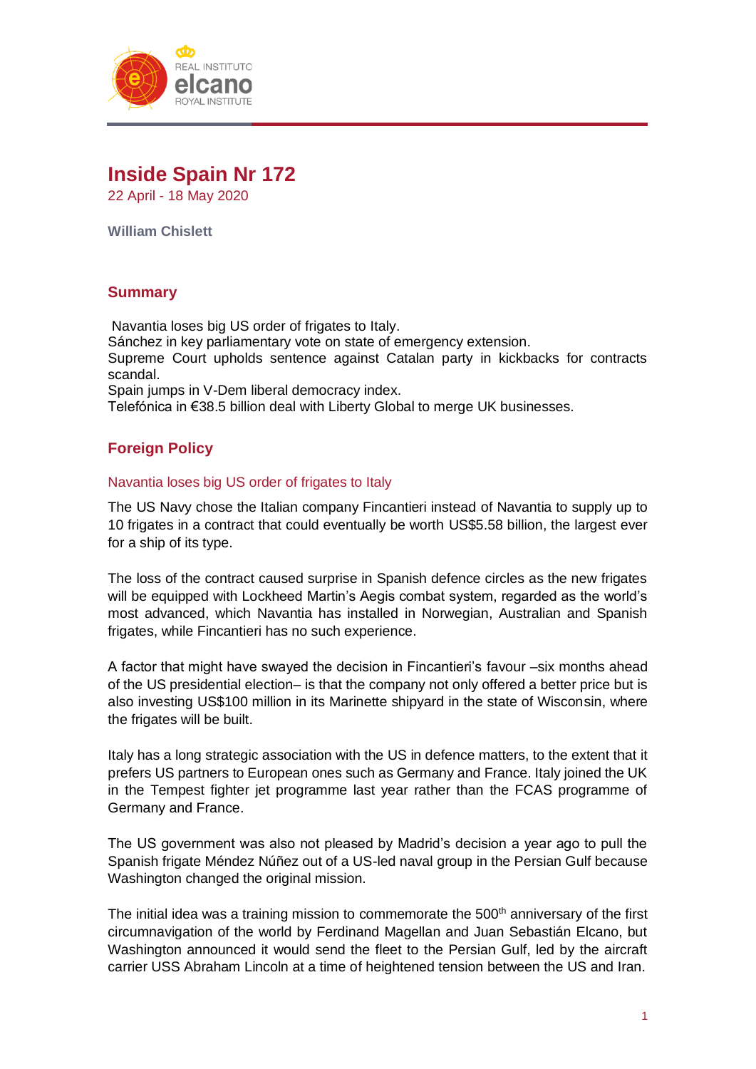# Inside Spain Nr 172

22 April - 18 May 2020

**William Chislett**

## Summary

Navantia loses big US order of frigates to Italy.
Sánchez in key parliamentary vote on state of emergency extension.
Supreme Court upholds sentence against Catalan party in kickbacks for contracts scandal.
Spain jumps in V-Dem liberal democracy index.
Telefónica in €38.5 billion deal with Liberty Global to merge UK businesses.

## Foreign Policy

### Navantia loses big US order of frigates to Italy

The US Navy chose the Italian company Fincantieri instead of Navantia to supply up to 10 frigates in a contract that could eventually be worth US$5.58 billion, the largest ever for a ship of its type.

The loss of the contract caused surprise in Spanish defence circles as the new frigates will be equipped with Lockheed Martin's Aegis combat system, regarded as the world's most advanced, which Navantia has installed in Norwegian, Australian and Spanish frigates, while Fincantieri has no such experience.

A factor that might have swayed the decision in Fincantieri's favour –six months ahead of the US presidential election– is that the company not only offered a better price but is also investing US$100 million in its Marinette shipyard in the state of Wisconsin, where the frigates will be built.

Italy has a long strategic association with the US in defence matters, to the extent that it prefers US partners to European ones such as Germany and France. Italy joined the UK in the Tempest fighter jet programme last year rather than the FCAS programme of Germany and France.

The US government was also not pleased by Madrid's decision a year ago to pull the Spanish frigate Méndez Núñez out of a US-led naval group in the Persian Gulf because Washington changed the original mission.

The initial idea was a training mission to commemorate the 500th anniversary of the first circumnavigation of the world by Ferdinand Magellan and Juan Sebastián Elcano, but Washington announced it would send the fleet to the Persian Gulf, led by the aircraft carrier USS Abraham Lincoln at a time of heightened tension between the US and Iran.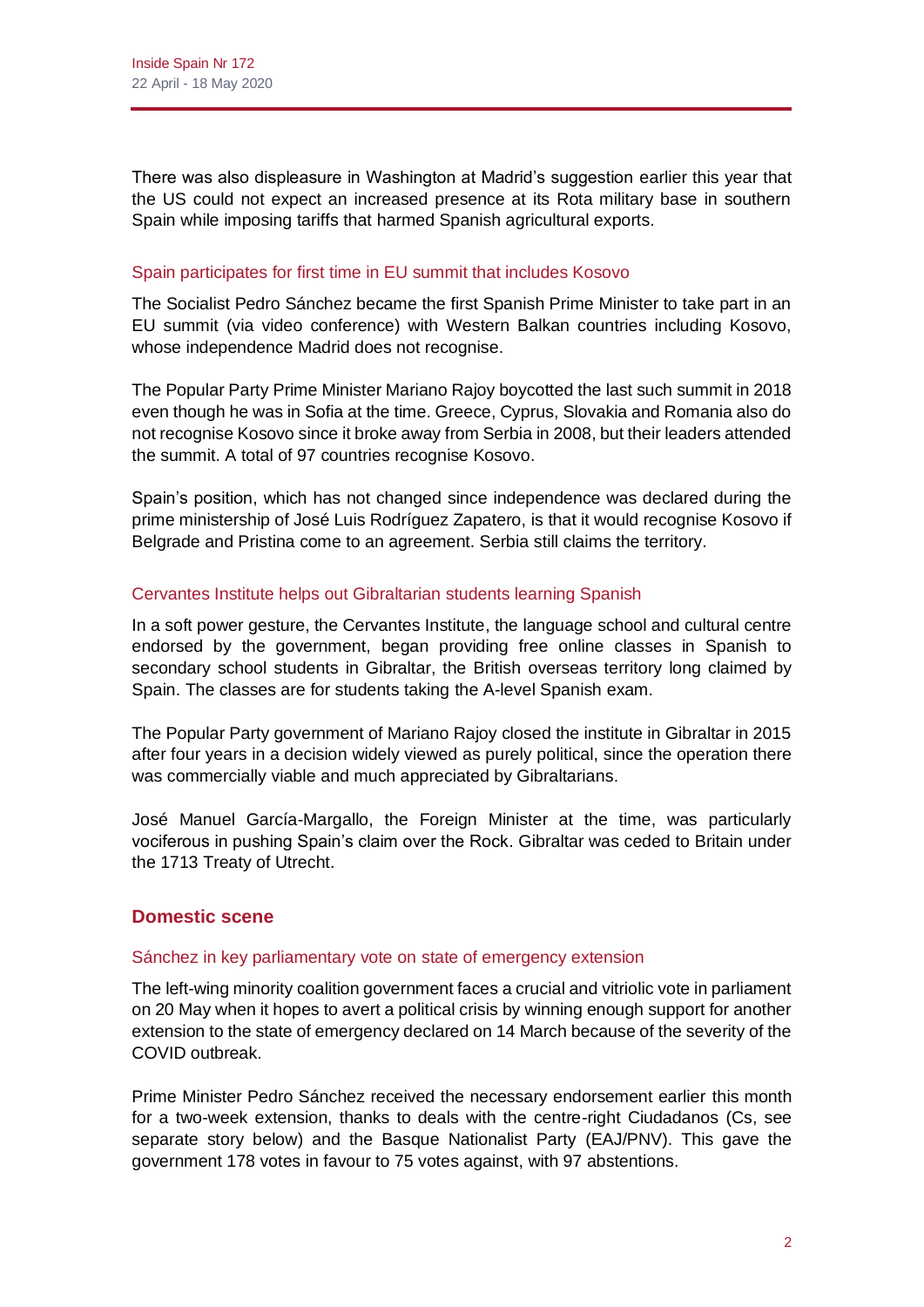There was also displeasure in Washington at Madrid's suggestion earlier this year that the US could not expect an increased presence at its Rota military base in southern Spain while imposing tariffs that harmed Spanish agricultural exports.

### Spain participates for first time in EU summit that includes Kosovo

The Socialist Pedro Sánchez became the first Spanish Prime Minister to take part in an EU summit (via video conference) with Western Balkan countries including Kosovo, whose independence Madrid does not recognise.

The Popular Party Prime Minister Mariano Rajoy boycotted the last such summit in 2018 even though he was in Sofia at the time. Greece, Cyprus, Slovakia and Romania also do not recognise Kosovo since it broke away from Serbia in 2008, but their leaders attended the summit. A total of 97 countries recognise Kosovo.

Spain's position, which has not changed since independence was declared during the prime ministership of José Luis Rodríguez Zapatero, is that it would recognise Kosovo if Belgrade and Pristina come to an agreement. Serbia still claims the territory.

### Cervantes Institute helps out Gibraltarian students learning Spanish

In a soft power gesture, the Cervantes Institute, the language school and cultural centre endorsed by the government, began providing free online classes in Spanish to secondary school students in Gibraltar, the British overseas territory long claimed by Spain. The classes are for students taking the A-level Spanish exam.

The Popular Party government of Mariano Rajoy closed the institute in Gibraltar in 2015 after four years in a decision widely viewed as purely political, since the operation there was commercially viable and much appreciated by Gibraltarians.

José Manuel García-Margallo, the Foreign Minister at the time, was particularly vociferous in pushing Spain's claim over the Rock. Gibraltar was ceded to Britain under the 1713 Treaty of Utrecht.

## Domestic scene

### Sánchez in key parliamentary vote on state of emergency extension

The left-wing minority coalition government faces a crucial and vitriolic vote in parliament on 20 May when it hopes to avert a political crisis by winning enough support for another extension to the state of emergency declared on 14 March because of the severity of the COVID outbreak.

Prime Minister Pedro Sánchez received the necessary endorsement earlier this month for a two-week extension, thanks to deals with the centre-right Ciudadanos (Cs, see separate story below) and the Basque Nationalist Party (EAJ/PNV). This gave the government 178 votes in favour to 75 votes against, with 97 abstentions.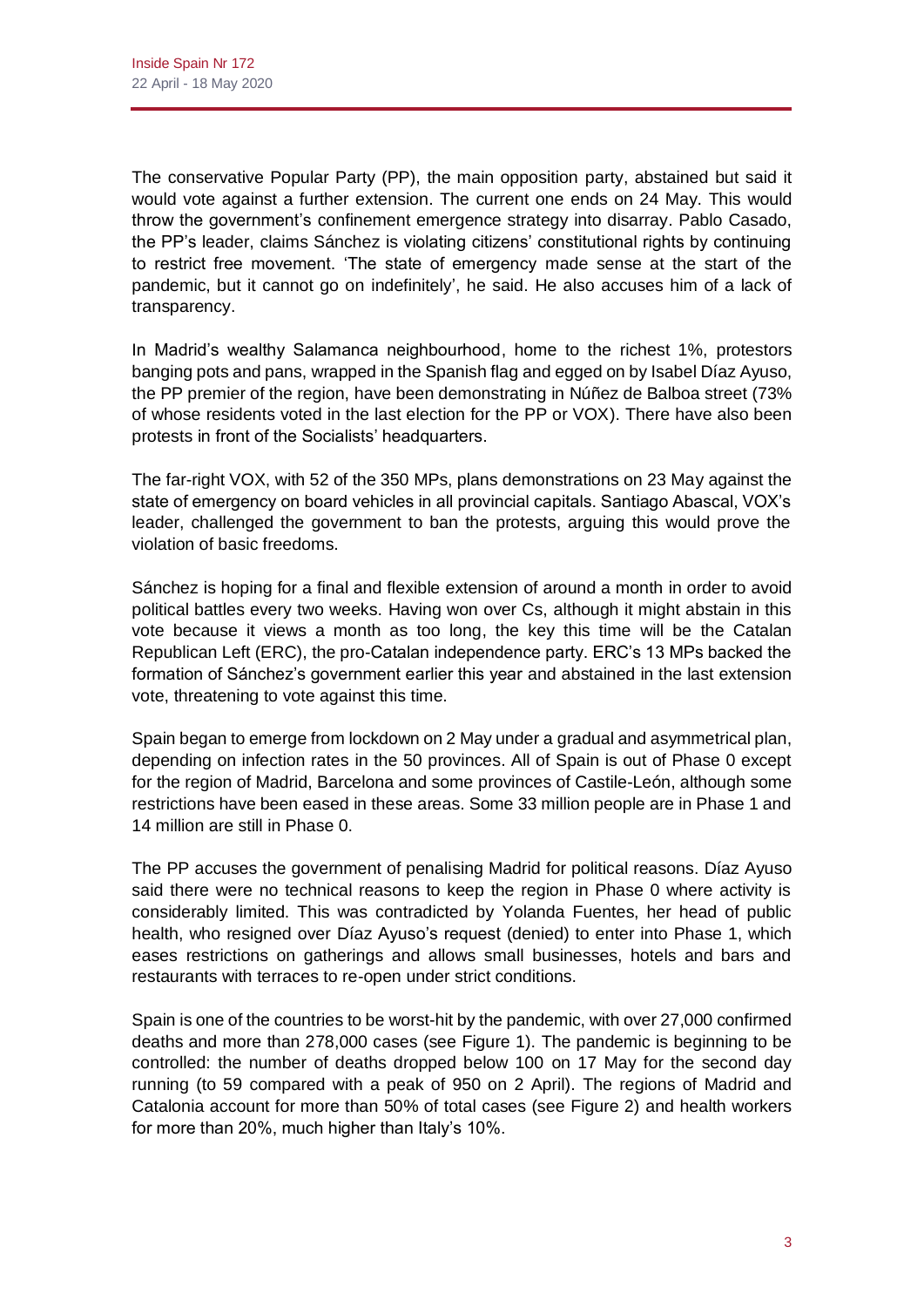The conservative Popular Party (PP), the main opposition party, abstained but said it would vote against a further extension. The current one ends on 24 May. This would throw the government's confinement emergence strategy into disarray. Pablo Casado, the PP's leader, claims Sánchez is violating citizens' constitutional rights by continuing to restrict free movement. 'The state of emergency made sense at the start of the pandemic, but it cannot go on indefinitely', he said. He also accuses him of a lack of transparency.

In Madrid's wealthy Salamanca neighbourhood, home to the richest 1%, protestors banging pots and pans, wrapped in the Spanish flag and egged on by Isabel Díaz Ayuso, the PP premier of the region, have been demonstrating in Núñez de Balboa street (73% of whose residents voted in the last election for the PP or VOX). There have also been protests in front of the Socialists' headquarters.

The far-right VOX, with 52 of the 350 MPs, plans demonstrations on 23 May against the state of emergency on board vehicles in all provincial capitals. Santiago Abascal, VOX's leader, challenged the government to ban the protests, arguing this would prove the violation of basic freedoms.

Sánchez is hoping for a final and flexible extension of around a month in order to avoid political battles every two weeks. Having won over Cs, although it might abstain in this vote because it views a month as too long, the key this time will be the Catalan Republican Left (ERC), the pro-Catalan independence party. ERC's 13 MPs backed the formation of Sánchez's government earlier this year and abstained in the last extension vote, threatening to vote against this time.

Spain began to emerge from lockdown on 2 May under a gradual and asymmetrical plan, depending on infection rates in the 50 provinces. All of Spain is out of Phase 0 except for the region of Madrid, Barcelona and some provinces of Castile-León, although some restrictions have been eased in these areas. Some 33 million people are in Phase 1 and 14 million are still in Phase 0.

The PP accuses the government of penalising Madrid for political reasons. Díaz Ayuso said there were no technical reasons to keep the region in Phase 0 where activity is considerably limited. This was contradicted by Yolanda Fuentes, her head of public health, who resigned over Díaz Ayuso's request (denied) to enter into Phase 1, which eases restrictions on gatherings and allows small businesses, hotels and bars and restaurants with terraces to re-open under strict conditions.

Spain is one of the countries to be worst-hit by the pandemic, with over 27,000 confirmed deaths and more than 278,000 cases (see Figure 1). The pandemic is beginning to be controlled: the number of deaths dropped below 100 on 17 May for the second day running (to 59 compared with a peak of 950 on 2 April). The regions of Madrid and Catalonia account for more than 50% of total cases (see Figure 2) and health workers for more than 20%, much higher than Italy's 10%.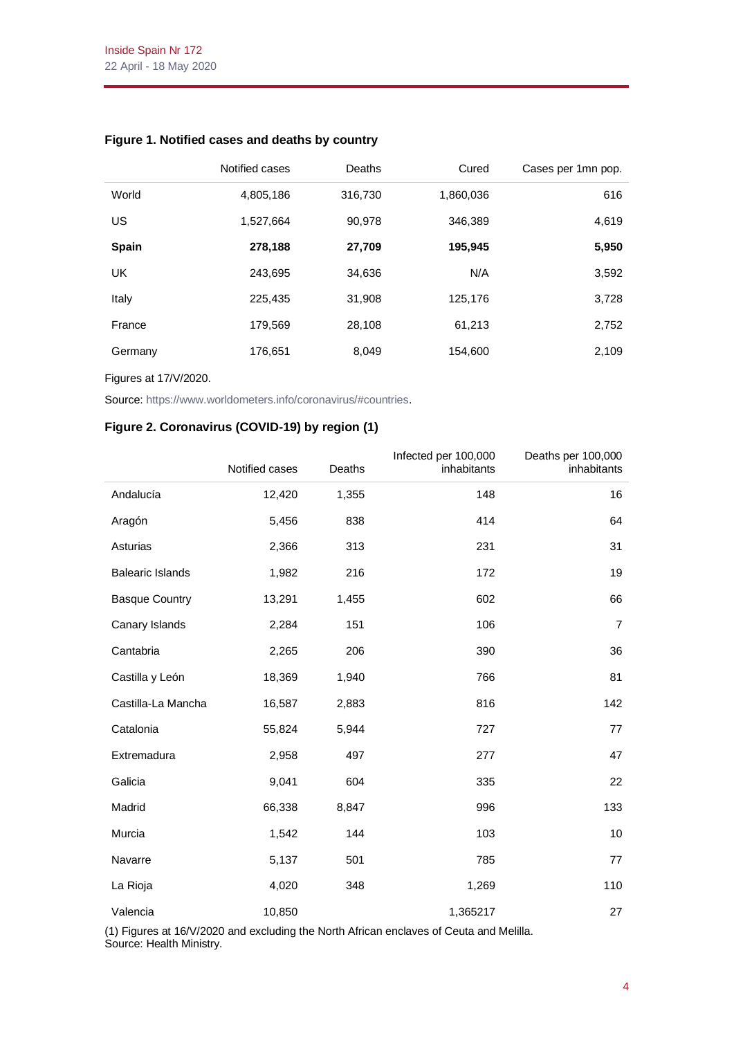**Figure 1. Notified cases and deaths by country**

| | Notified cases | Deaths | Cured | Cases per 1mn pop. |
|---|---|---|---|---|
| World | 4,805,186 | 316,730 | 1,860,036 | 616 |
| US | 1,527,664 | 90,978 | 346,389 | 4,619 |
| **Spain** | **278,188** | **27,709** | **195,945** | **5,950** |
| UK | 243,695 | 34,636 | N/A | 3,592 |
| Italy | 225,435 | 31,908 | 125,176 | 3,728 |
| France | 179,569 | 28,108 | 61,213 | 2,752 |
| Germany | 176,651 | 8,049 | 154,600 | 2,109 |

Figures at 17/V/2020.

Source: https://www.worldometers.info/coronavirus/#countries.

**Figure 2. Coronavirus (COVID-19) by region (1)**

| | Notified cases | Deaths | Infected per 100,000 inhabitants | Deaths per 100,000 inhabitants |
|---|---|---|---|---|
| Andalucía | 12,420 | 1,355 | 148 | 16 |
| Aragón | 5,456 | 838 | 414 | 64 |
| Asturias | 2,366 | 313 | 231 | 31 |
| Balearic Islands | 1,982 | 216 | 172 | 19 |
| Basque Country | 13,291 | 1,455 | 602 | 66 |
| Canary Islands | 2,284 | 151 | 106 | 7 |
| Cantabria | 2,265 | 206 | 390 | 36 |
| Castilla y León | 18,369 | 1,940 | 766 | 81 |
| Castilla-La Mancha | 16,587 | 2,883 | 816 | 142 |
| Catalonia | 55,824 | 5,944 | 727 | 77 |
| Extremadura | 2,958 | 497 | 277 | 47 |
| Galicia | 9,041 | 604 | 335 | 22 |
| Madrid | 66,338 | 8,847 | 996 | 133 |
| Murcia | 1,542 | 144 | 103 | 10 |
| Navarre | 5,137 | 501 | 785 | 77 |
| La Rioja | 4,020 | 348 | 1,269 | 110 |
| Valencia | 10,850 | | 1,365217 | 27 |

(1) Figures at 16/V/2020 and excluding the North African enclaves of Ceuta and Melilla.
Source: Health Ministry.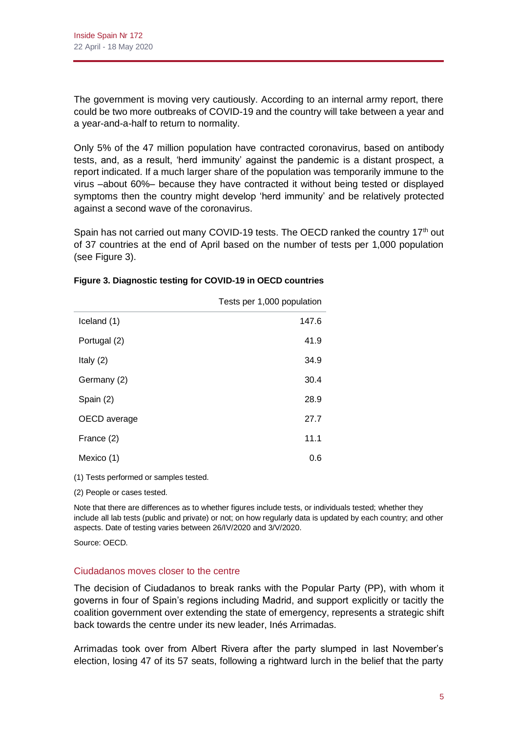The government is moving very cautiously. According to an internal army report, there could be two more outbreaks of COVID-19 and the country will take between a year and a year-and-a-half to return to normality.

Only 5% of the 47 million population have contracted coronavirus, based on antibody tests, and, as a result, 'herd immunity' against the pandemic is a distant prospect, a report indicated. If a much larger share of the population was temporarily immune to the virus –about 60%– because they have contracted it without being tested or displayed symptoms then the country might develop 'herd immunity' and be relatively protected against a second wave of the coronavirus.

Spain has not carried out many COVID-19 tests. The OECD ranked the country 17th out of 37 countries at the end of April based on the number of tests per 1,000 population (see Figure 3).

**Figure 3. Diagnostic testing for COVID-19 in OECD countries**

| | Tests per 1,000 population |
|---|---|
| Iceland (1) | 147.6 |
| Portugal (2) | 41.9 |
| Italy (2) | 34.9 |
| Germany (2) | 30.4 |
| Spain (2) | 28.9 |
| OECD average | 27.7 |
| France (2) | 11.1 |
| Mexico (1) | 0.6 |

(1) Tests performed or samples tested.

(2) People or cases tested.

Note that there are differences as to whether figures include tests, or individuals tested; whether they include all lab tests (public and private) or not; on how regularly data is updated by each country; and other aspects. Date of testing varies between 26/IV/2020 and 3/V/2020.

Source: OECD.

## Ciudadanos moves closer to the centre

The decision of Ciudadanos to break ranks with the Popular Party (PP), with whom it governs in four of Spain's regions including Madrid, and support explicitly or tacitly the coalition government over extending the state of emergency, represents a strategic shift back towards the centre under its new leader, Inés Arrimadas.

Arrimadas took over from Albert Rivera after the party slumped in last November's election, losing 47 of its 57 seats, following a rightward lurch in the belief that the party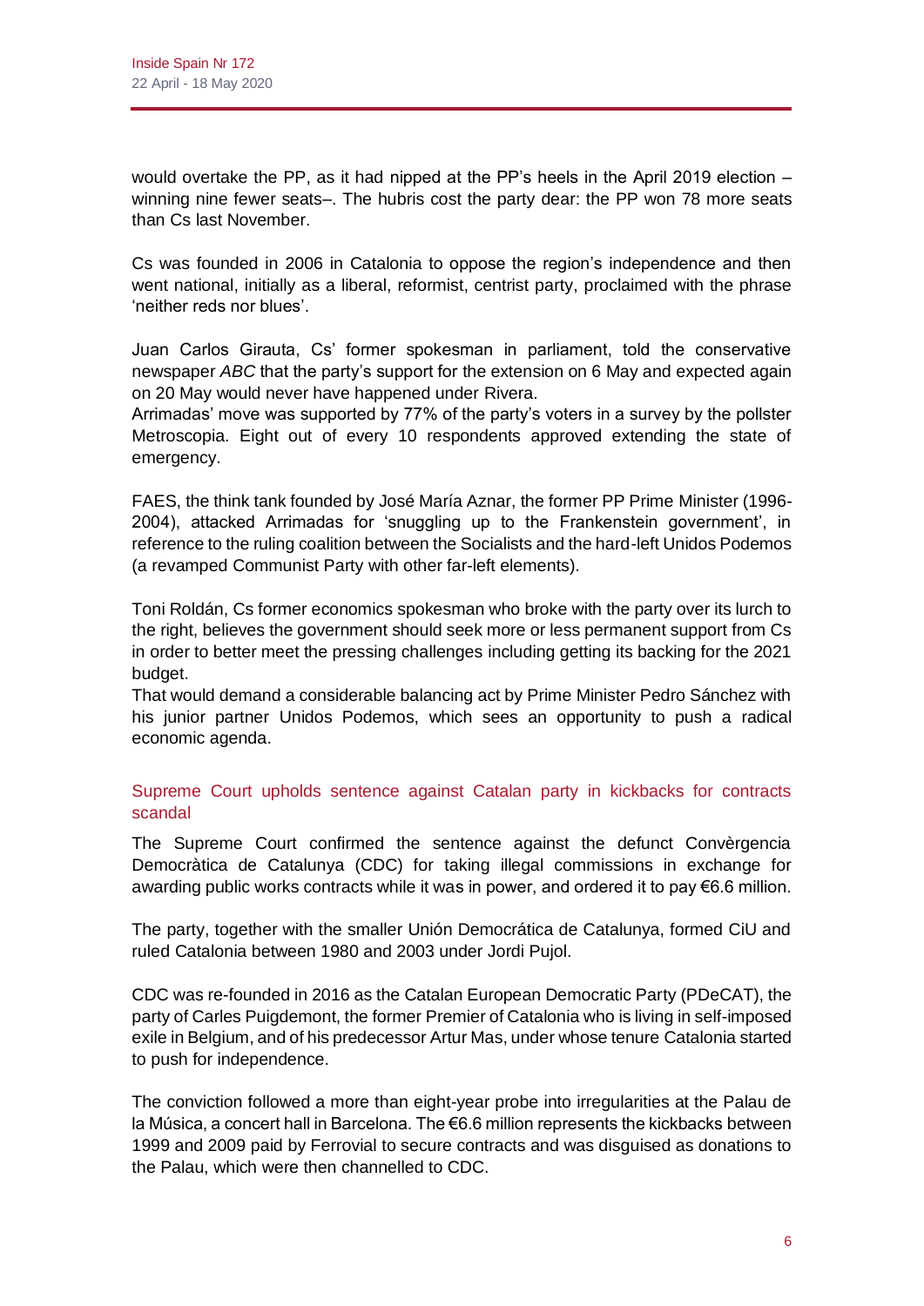would overtake the PP, as it had nipped at the PP's heels in the April 2019 election – winning nine fewer seats–. The hubris cost the party dear: the PP won 78 more seats than Cs last November.

Cs was founded in 2006 in Catalonia to oppose the region's independence and then went national, initially as a liberal, reformist, centrist party, proclaimed with the phrase 'neither reds nor blues'.

Juan Carlos Girauta, Cs' former spokesman in parliament, told the conservative newspaper *ABC* that the party's support for the extension on 6 May and expected again on 20 May would never have happened under Rivera.

Arrimadas' move was supported by 77% of the party's voters in a survey by the pollster Metroscopia. Eight out of every 10 respondents approved extending the state of emergency.

FAES, the think tank founded by José María Aznar, the former PP Prime Minister (1996-2004), attacked Arrimadas for 'snuggling up to the Frankenstein government', in reference to the ruling coalition between the Socialists and the hard-left Unidos Podemos (a revamped Communist Party with other far-left elements).

Toni Roldán, Cs former economics spokesman who broke with the party over its lurch to the right, believes the government should seek more or less permanent support from Cs in order to better meet the pressing challenges including getting its backing for the 2021 budget.

That would demand a considerable balancing act by Prime Minister Pedro Sánchez with his junior partner Unidos Podemos, which sees an opportunity to push a radical economic agenda.

### Supreme Court upholds sentence against Catalan party in kickbacks for contracts scandal

The Supreme Court confirmed the sentence against the defunct Convèrgencia Democràtica de Catalunya (CDC) for taking illegal commissions in exchange for awarding public works contracts while it was in power, and ordered it to pay €6.6 million.

The party, together with the smaller Unión Democrática de Catalunya, formed CiU and ruled Catalonia between 1980 and 2003 under Jordi Pujol.

CDC was re-founded in 2016 as the Catalan European Democratic Party (PDeCAT), the party of Carles Puigdemont, the former Premier of Catalonia who is living in self-imposed exile in Belgium, and of his predecessor Artur Mas, under whose tenure Catalonia started to push for independence.

The conviction followed a more than eight-year probe into irregularities at the Palau de la Música, a concert hall in Barcelona. The €6.6 million represents the kickbacks between 1999 and 2009 paid by Ferrovial to secure contracts and was disguised as donations to the Palau, which were then channelled to CDC.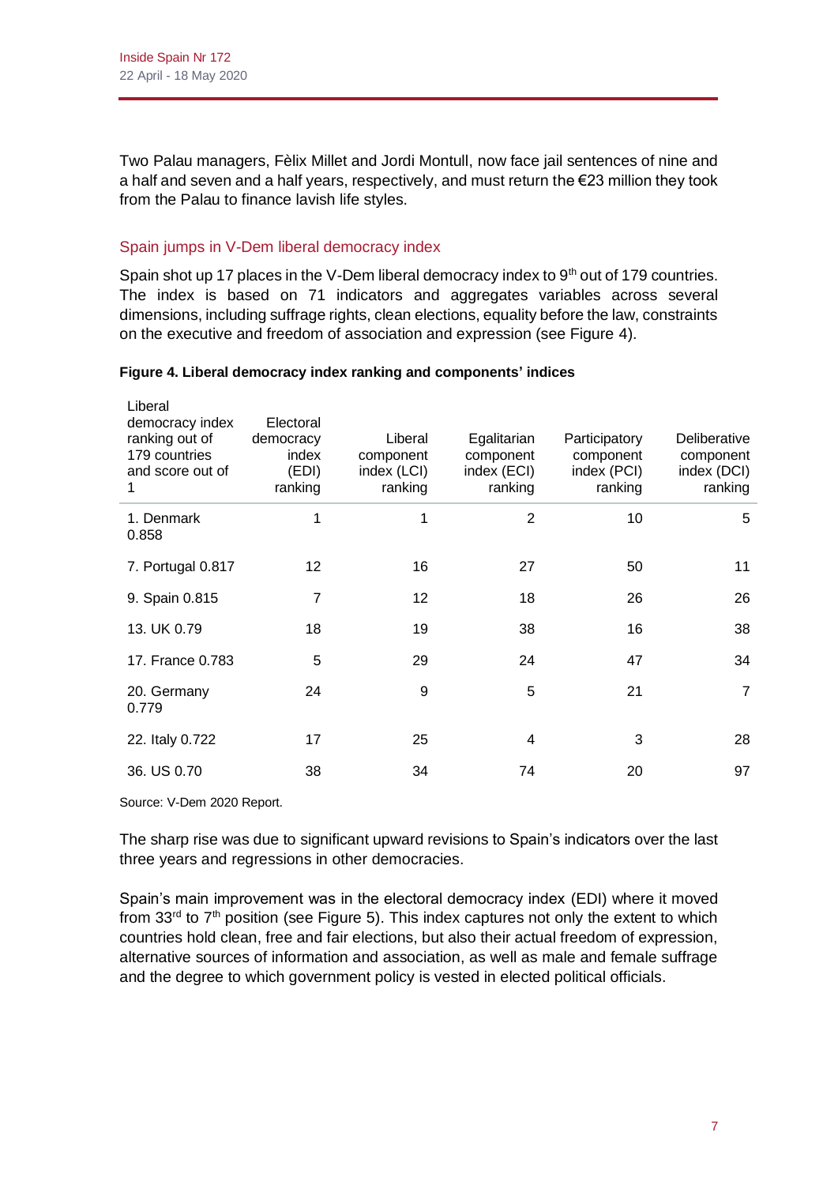Two Palau managers, Fèlix Millet and Jordi Montull, now face jail sentences of nine and a half and seven and a half years, respectively, and must return the €23 million they took from the Palau to finance lavish life styles.

## Spain jumps in V-Dem liberal democracy index

Spain shot up 17 places in the V-Dem liberal democracy index to 9th out of 179 countries. The index is based on 71 indicators and aggregates variables across several dimensions, including suffrage rights, clean elections, equality before the law, constraints on the executive and freedom of association and expression (see Figure 4).

**Figure 4. Liberal democracy index ranking and components' indices**

| Liberal democracy index ranking out of 179 countries and score out of 1 | Electoral democracy index (EDI) ranking | Liberal component index (LCI) ranking | Egalitarian component index (ECI) ranking | Participatory component index (PCI) ranking | Deliberative component index (DCI) ranking |
|---|---|---|---|---|---|
| 1. Denmark 0.858 | 1 | 1 | 2 | 10 | 5 |
| 7. Portugal 0.817 | 12 | 16 | 27 | 50 | 11 |
| 9. Spain 0.815 | 7 | 12 | 18 | 26 | 26 |
| 13. UK 0.79 | 18 | 19 | 38 | 16 | 38 |
| 17. France 0.783 | 5 | 29 | 24 | 47 | 34 |
| 20. Germany 0.779 | 24 | 9 | 5 | 21 | 7 |
| 22. Italy 0.722 | 17 | 25 | 4 | 3 | 28 |
| 36. US 0.70 | 38 | 34 | 74 | 20 | 97 |

Source: V-Dem 2020 Report.

The sharp rise was due to significant upward revisions to Spain's indicators over the last three years and regressions in other democracies.

Spain's main improvement was in the electoral democracy index (EDI) where it moved from 33rd to 7th position (see Figure 5). This index captures not only the extent to which countries hold clean, free and fair elections, but also their actual freedom of expression, alternative sources of information and association, as well as male and female suffrage and the degree to which government policy is vested in elected political officials.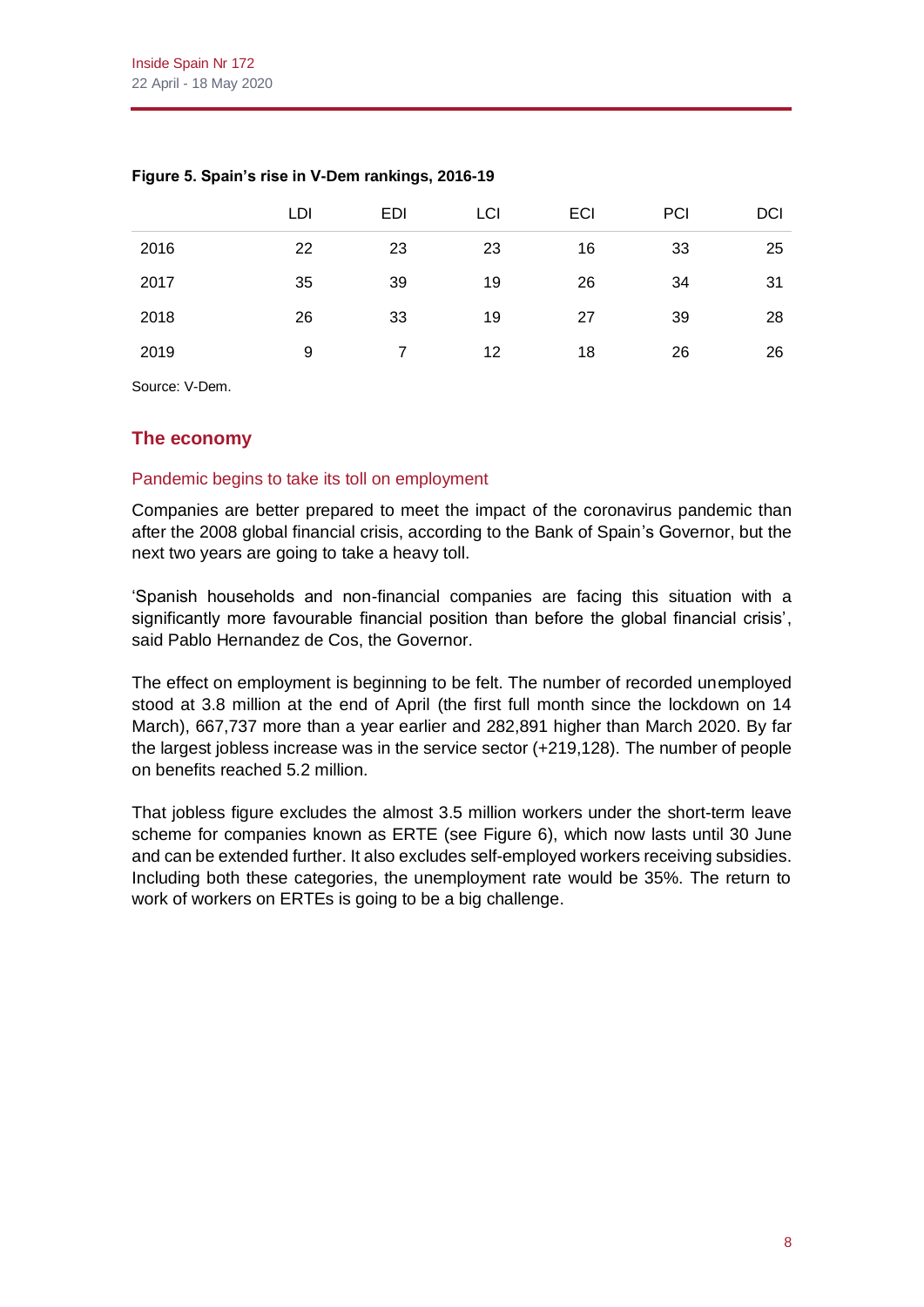**Figure 5. Spain's rise in V-Dem rankings, 2016-19**

| | LDI | EDI | LCI | ECI | PCI | DCI |
|---|---|---|---|---|---|---|
| 2016 | 22 | 23 | 23 | 16 | 33 | 25 |
| 2017 | 35 | 39 | 19 | 26 | 34 | 31 |
| 2018 | 26 | 33 | 19 | 27 | 39 | 28 |
| 2019 | 9 | 7 | 12 | 18 | 26 | 26 |

Source: V-Dem.

## The economy

### Pandemic begins to take its toll on employment

Companies are better prepared to meet the impact of the coronavirus pandemic than after the 2008 global financial crisis, according to the Bank of Spain's Governor, but the next two years are going to take a heavy toll.

'Spanish households and non-financial companies are facing this situation with a significantly more favourable financial position than before the global financial crisis', said Pablo Hernandez de Cos, the Governor.

The effect on employment is beginning to be felt. The number of recorded unemployed stood at 3.8 million at the end of April (the first full month since the lockdown on 14 March), 667,737 more than a year earlier and 282,891 higher than March 2020. By far the largest jobless increase was in the service sector (+219,128). The number of people on benefits reached 5.2 million.

That jobless figure excludes the almost 3.5 million workers under the short-term leave scheme for companies known as ERTE (see Figure 6), which now lasts until 30 June and can be extended further. It also excludes self-employed workers receiving subsidies. Including both these categories, the unemployment rate would be 35%. The return to work of workers on ERTEs is going to be a big challenge.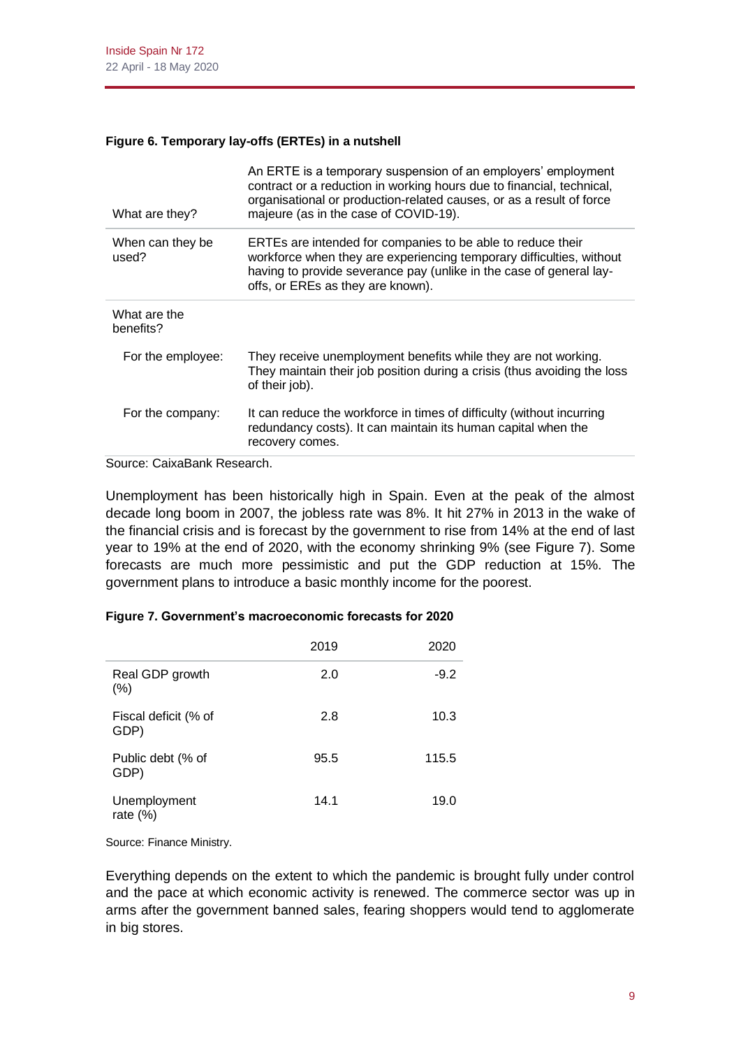**Figure 6. Temporary lay-offs (ERTEs) in a nutshell**

| | |
|---|---|
| What are they? | An ERTE is a temporary suspension of an employers' employment contract or a reduction in working hours due to financial, technical, organisational or production-related causes, or as a result of force majeure (as in the case of COVID-19). |
| When can they be used? | ERTEs are intended for companies to be able to reduce their workforce when they are experiencing temporary difficulties, without having to provide severance pay (unlike in the case of general lay-offs, or EREs as they are known). |
| What are the benefits? | |
| For the employee: | They receive unemployment benefits while they are not working. They maintain their job position during a crisis (thus avoiding the loss of their job). |
| For the company: | It can reduce the workforce in times of difficulty (without incurring redundancy costs). It can maintain its human capital when the recovery comes. |

Source: CaixaBank Research.

Unemployment has been historically high in Spain. Even at the peak of the almost decade long boom in 2007, the jobless rate was 8%. It hit 27% in 2013 in the wake of the financial crisis and is forecast by the government to rise from 14% at the end of last year to 19% at the end of 2020, with the economy shrinking 9% (see Figure 7). Some forecasts are much more pessimistic and put the GDP reduction at 15%. The government plans to introduce a basic monthly income for the poorest.

**Figure 7. Government's macroeconomic forecasts for 2020**

| | 2019 | 2020 |
|---|---|---|
| Real GDP growth (%) | 2.0 | -9.2 |
| Fiscal deficit (% of GDP) | 2.8 | 10.3 |
| Public debt (% of GDP) | 95.5 | 115.5 |
| Unemployment rate (%) | 14.1 | 19.0 |

Source: Finance Ministry.

Everything depends on the extent to which the pandemic is brought fully under control and the pace at which economic activity is renewed. The commerce sector was up in arms after the government banned sales, fearing shoppers would tend to agglomerate in big stores.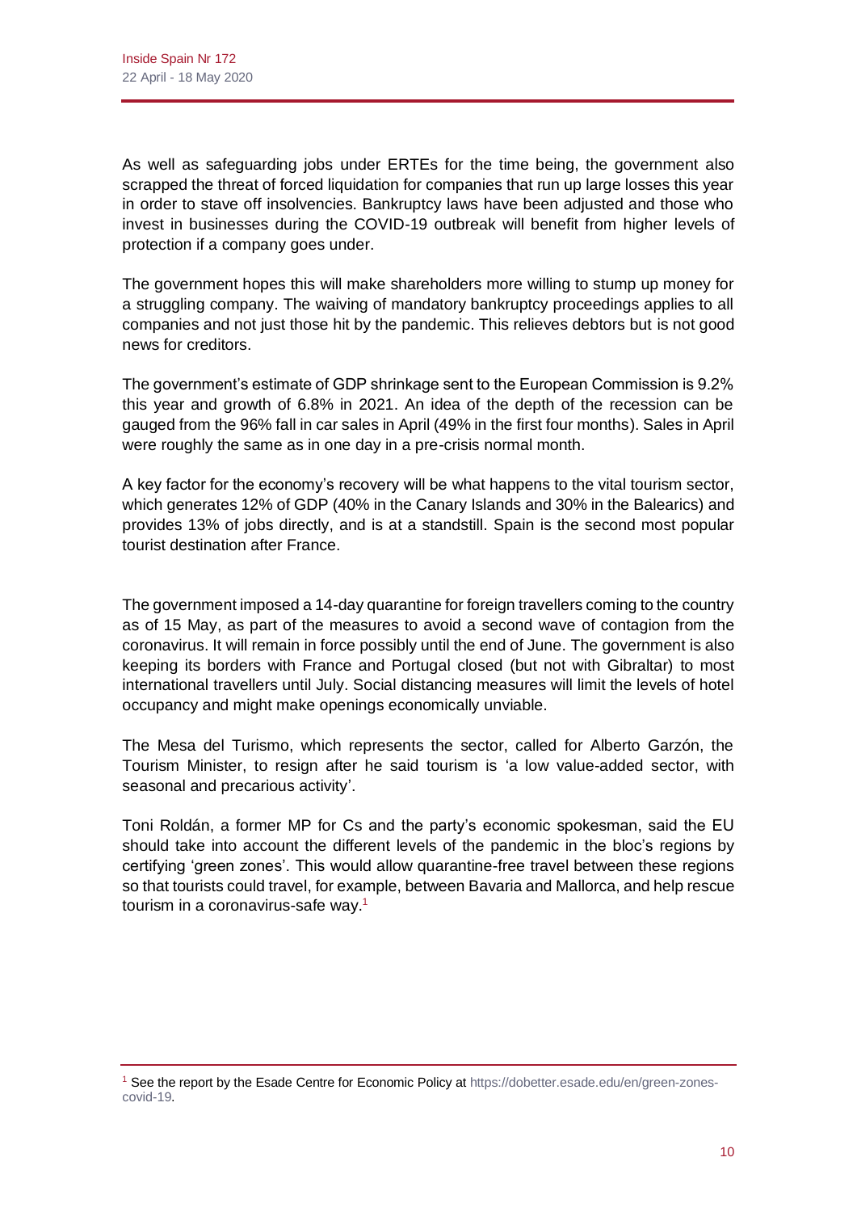As well as safeguarding jobs under ERTEs for the time being, the government also scrapped the threat of forced liquidation for companies that run up large losses this year in order to stave off insolvencies. Bankruptcy laws have been adjusted and those who invest in businesses during the COVID-19 outbreak will benefit from higher levels of protection if a company goes under.

The government hopes this will make shareholders more willing to stump up money for a struggling company. The waiving of mandatory bankruptcy proceedings applies to all companies and not just those hit by the pandemic. This relieves debtors but is not good news for creditors.

The government's estimate of GDP shrinkage sent to the European Commission is 9.2% this year and growth of 6.8% in 2021. An idea of the depth of the recession can be gauged from the 96% fall in car sales in April (49% in the first four months). Sales in April were roughly the same as in one day in a pre-crisis normal month.

A key factor for the economy's recovery will be what happens to the vital tourism sector, which generates 12% of GDP (40% in the Canary Islands and 30% in the Balearics) and provides 13% of jobs directly, and is at a standstill. Spain is the second most popular tourist destination after France.

The government imposed a 14-day quarantine for foreign travellers coming to the country as of 15 May, as part of the measures to avoid a second wave of contagion from the coronavirus. It will remain in force possibly until the end of June. The government is also keeping its borders with France and Portugal closed (but not with Gibraltar) to most international travellers until July. Social distancing measures will limit the levels of hotel occupancy and might make openings economically unviable.

The Mesa del Turismo, which represents the sector, called for Alberto Garzón, the Tourism Minister, to resign after he said tourism is 'a low value-added sector, with seasonal and precarious activity'.

Toni Roldán, a former MP for Cs and the party's economic spokesman, said the EU should take into account the different levels of the pandemic in the bloc's regions by certifying 'green zones'. This would allow quarantine-free travel between these regions so that tourists could travel, for example, between Bavaria and Mallorca, and help rescue tourism in a coronavirus-safe way.[1]

[1] See the report by the Esade Centre for Economic Policy at https://dobetter.esade.edu/en/green-zones-covid-19.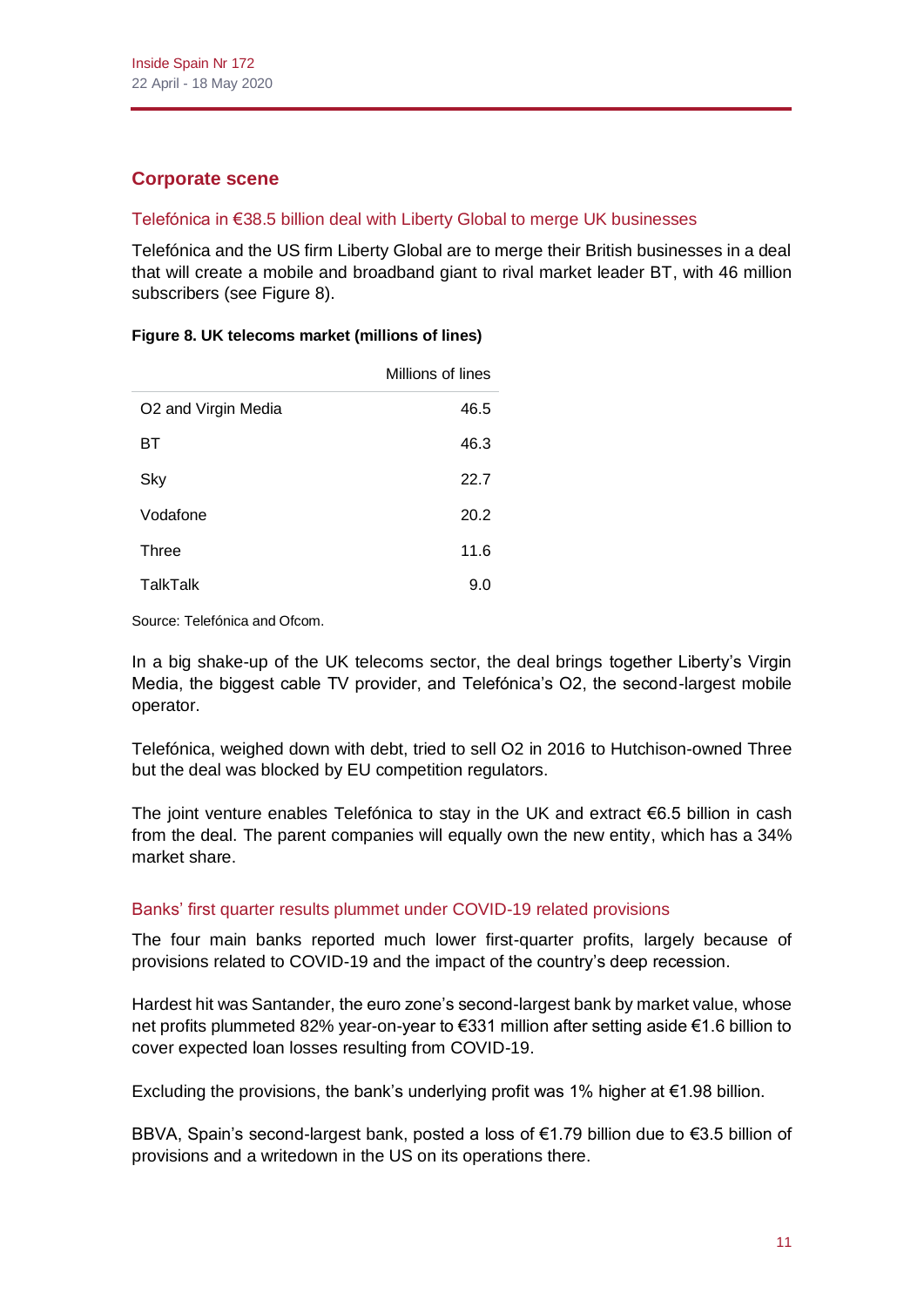## Corporate scene

### Telefónica in €38.5 billion deal with Liberty Global to merge UK businesses

Telefónica and the US firm Liberty Global are to merge their British businesses in a deal that will create a mobile and broadband giant to rival market leader BT, with 46 million subscribers (see Figure 8).

**Figure 8. UK telecoms market (millions of lines)**

| | Millions of lines |
|---|---|
| O2 and Virgin Media | 46.5 |
| BT | 46.3 |
| Sky | 22.7 |
| Vodafone | 20.2 |
| Three | 11.6 |
| TalkTalk | 9.0 |

Source: Telefónica and Ofcom.

In a big shake-up of the UK telecoms sector, the deal brings together Liberty's Virgin Media, the biggest cable TV provider, and Telefónica's O2, the second-largest mobile operator.

Telefónica, weighed down with debt, tried to sell O2 in 2016 to Hutchison-owned Three but the deal was blocked by EU competition regulators.

The joint venture enables Telefónica to stay in the UK and extract €6.5 billion in cash from the deal. The parent companies will equally own the new entity, which has a 34% market share.

### Banks' first quarter results plummet under COVID-19 related provisions

The four main banks reported much lower first-quarter profits, largely because of provisions related to COVID-19 and the impact of the country's deep recession.

Hardest hit was Santander, the euro zone's second-largest bank by market value, whose net profits plummeted 82% year-on-year to €331 million after setting aside €1.6 billion to cover expected loan losses resulting from COVID-19.

Excluding the provisions, the bank's underlying profit was 1% higher at €1.98 billion.

BBVA, Spain's second-largest bank, posted a loss of €1.79 billion due to €3.5 billion of provisions and a writedown in the US on its operations there.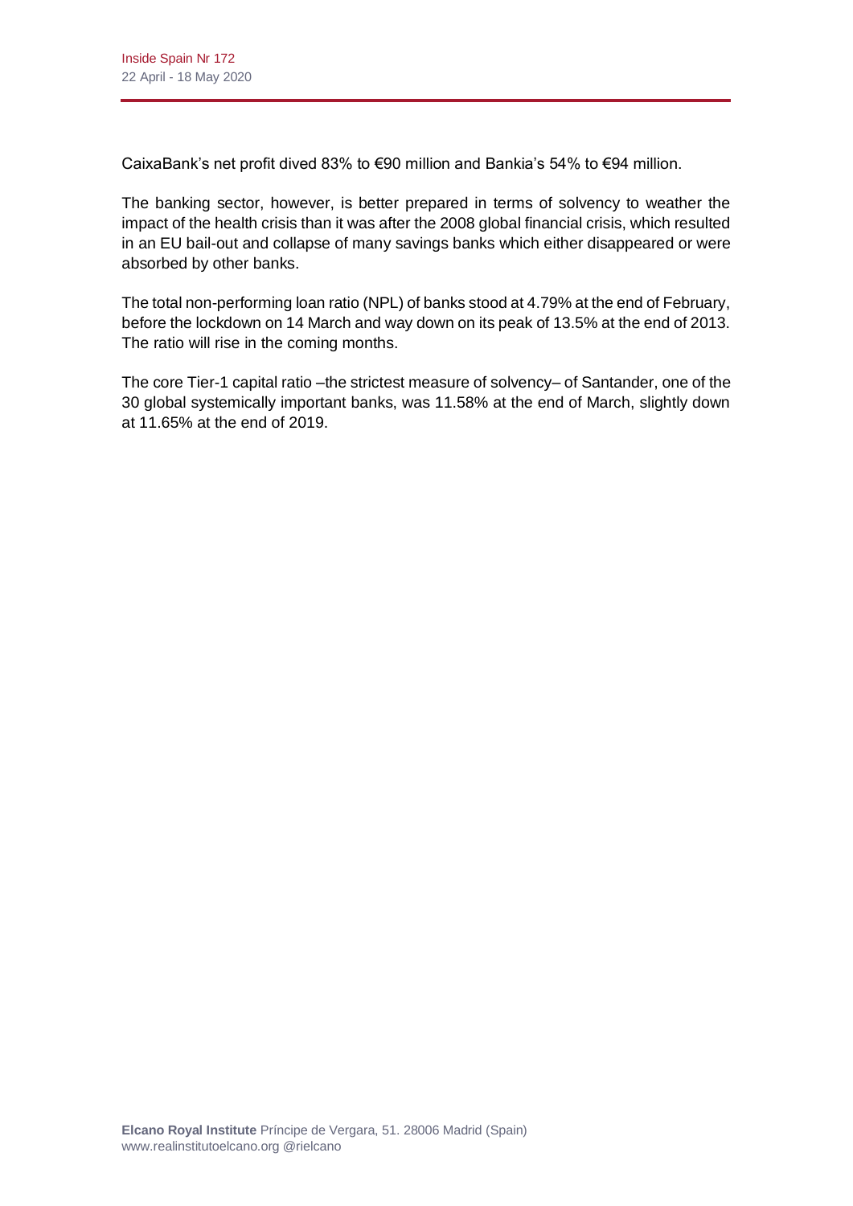CaixaBank's net profit dived 83% to €90 million and Bankia's 54% to €94 million.

The banking sector, however, is better prepared in terms of solvency to weather the impact of the health crisis than it was after the 2008 global financial crisis, which resulted in an EU bail-out and collapse of many savings banks which either disappeared or were absorbed by other banks.

The total non-performing loan ratio (NPL) of banks stood at 4.79% at the end of February, before the lockdown on 14 March and way down on its peak of 13.5% at the end of 2013. The ratio will rise in the coming months.

The core Tier-1 capital ratio –the strictest measure of solvency– of Santander, one of the 30 global systemically important banks, was 11.58% at the end of March, slightly down at 11.65% at the end of 2019.